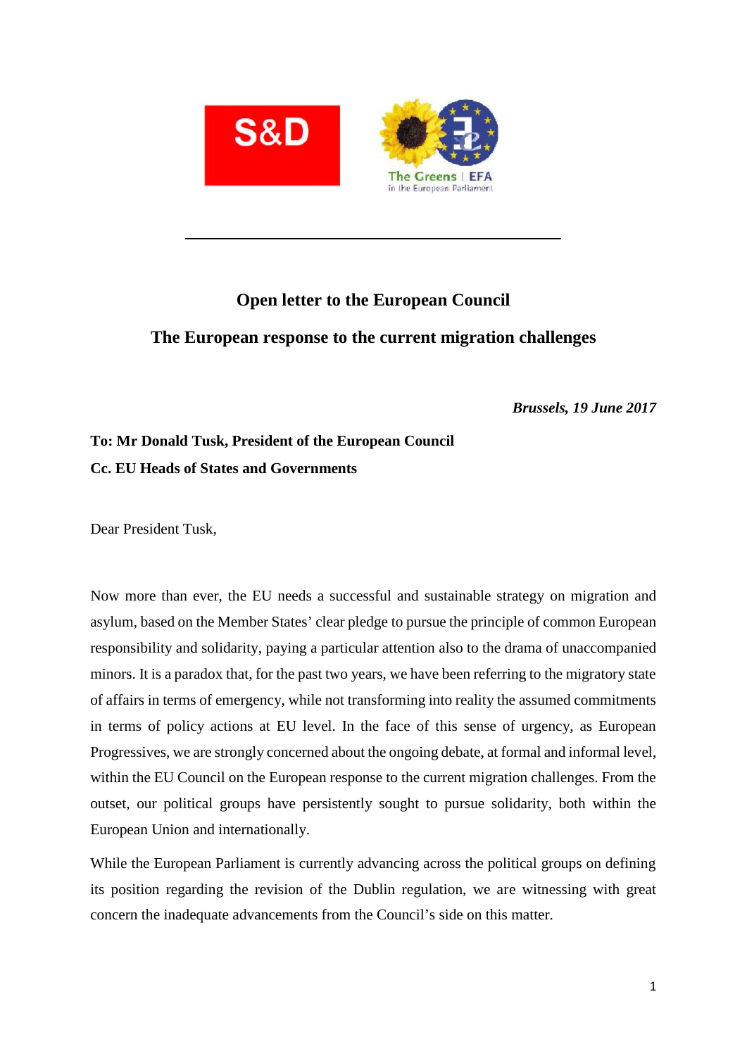# Open letter to the European Council

## The European response to the current migration challenges

*Brussels, 19 June 2017*

**To: Mr Donald Tusk, President of the European Council**

**Cc. EU Heads of States and Governments**

Dear President Tusk,

Now more than ever, the EU needs a successful and sustainable strategy on migration and asylum, based on the Member States' clear pledge to pursue the principle of common European responsibility and solidarity, paying a particular attention also to the drama of unaccompanied minors. It is a paradox that, for the past two years, we have been referring to the migratory state of affairs in terms of emergency, while not transforming into reality the assumed commitments in terms of policy actions at EU level. In the face of this sense of urgency, as European Progressives, we are strongly concerned about the ongoing debate, at formal and informal level, within the EU Council on the European response to the current migration challenges. From the outset, our political groups have persistently sought to pursue solidarity, both within the European Union and internationally.

While the European Parliament is currently advancing across the political groups on defining its position regarding the revision of the Dublin regulation, we are witnessing with great concern the inadequate advancements from the Council's side on this matter.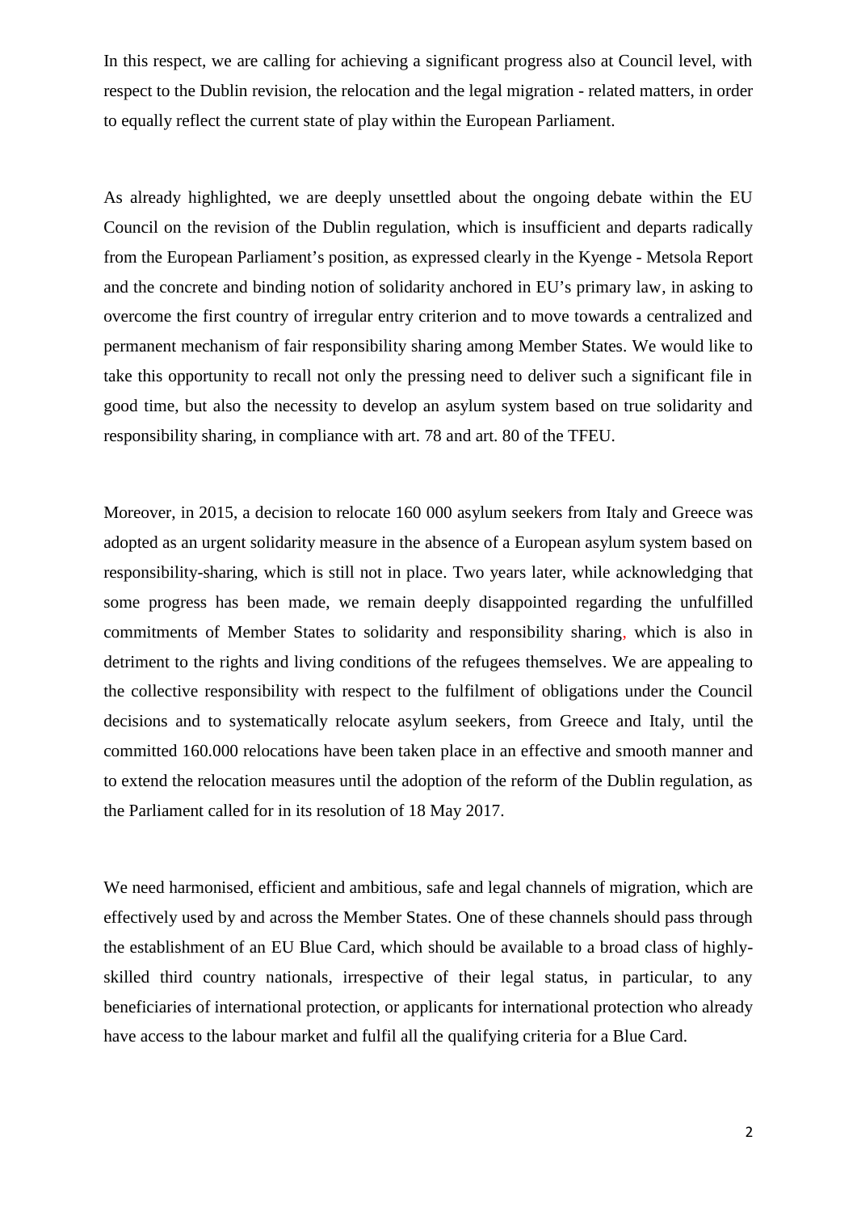In this respect, we are calling for achieving a significant progress also at Council level, with respect to the Dublin revision, the relocation and the legal migration - related matters, in order to equally reflect the current state of play within the European Parliament.

As already highlighted, we are deeply unsettled about the ongoing debate within the EU Council on the revision of the Dublin regulation, which is insufficient and departs radically from the European Parliament's position, as expressed clearly in the Kyenge - Metsola Report and the concrete and binding notion of solidarity anchored in EU's primary law, in asking to overcome the first country of irregular entry criterion and to move towards a centralized and permanent mechanism of fair responsibility sharing among Member States. We would like to take this opportunity to recall not only the pressing need to deliver such a significant file in good time, but also the necessity to develop an asylum system based on true solidarity and responsibility sharing, in compliance with art. 78 and art. 80 of the TFEU.

Moreover, in 2015, a decision to relocate 160 000 asylum seekers from Italy and Greece was adopted as an urgent solidarity measure in the absence of a European asylum system based on responsibility-sharing, which is still not in place. Two years later, while acknowledging that some progress has been made, we remain deeply disappointed regarding the unfulfilled commitments of Member States to solidarity and responsibility sharing, which is also in detriment to the rights and living conditions of the refugees themselves. We are appealing to the collective responsibility with respect to the fulfilment of obligations under the Council decisions and to systematically relocate asylum seekers, from Greece and Italy, until the committed 160.000 relocations have been taken place in an effective and smooth manner and to extend the relocation measures until the adoption of the reform of the Dublin regulation, as the Parliament called for in its resolution of 18 May 2017.

We need harmonised, efficient and ambitious, safe and legal channels of migration, which are effectively used by and across the Member States. One of these channels should pass through the establishment of an EU Blue Card, which should be available to a broad class of highly-skilled third country nationals, irrespective of their legal status, in particular, to any beneficiaries of international protection, or applicants for international protection who already have access to the labour market and fulfil all the qualifying criteria for a Blue Card.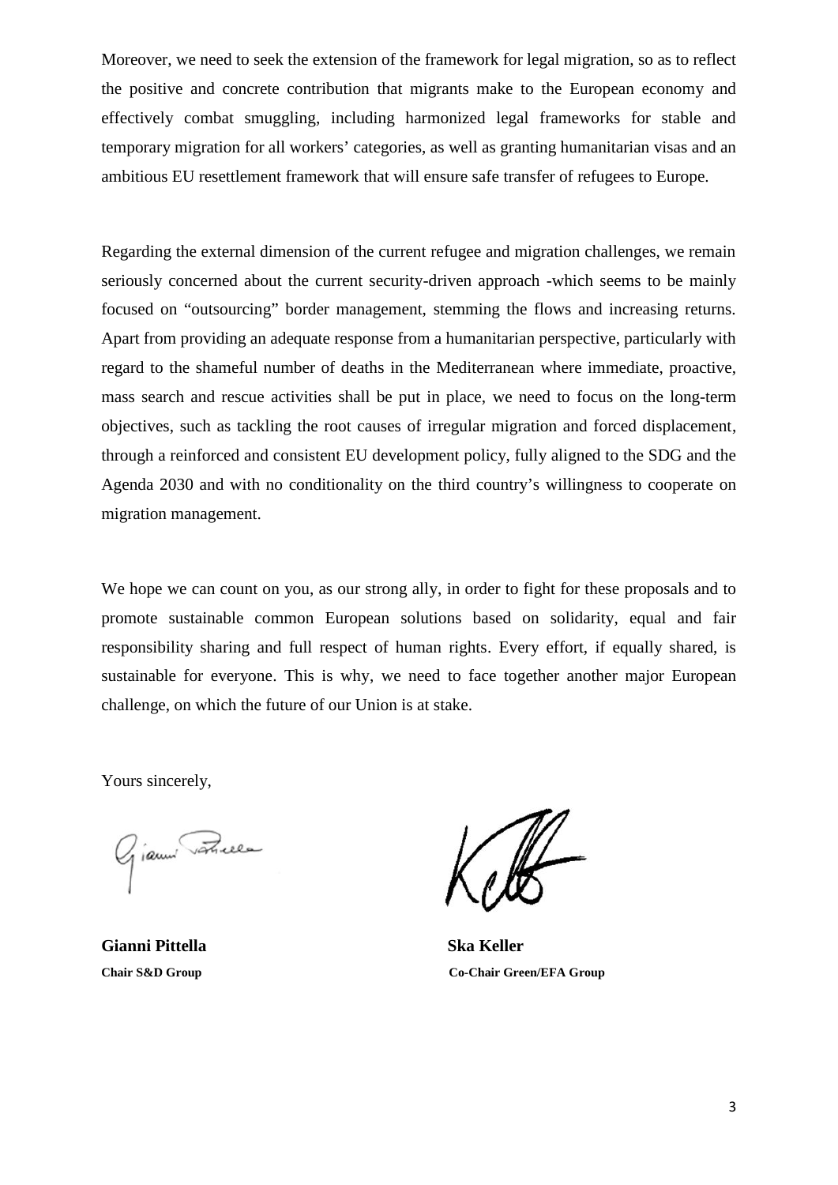Moreover, we need to seek the extension of the framework for legal migration, so as to reflect the positive and concrete contribution that migrants make to the European economy and effectively combat smuggling, including harmonized legal frameworks for stable and temporary migration for all workers' categories, as well as granting humanitarian visas and an ambitious EU resettlement framework that will ensure safe transfer of refugees to Europe.

Regarding the external dimension of the current refugee and migration challenges, we remain seriously concerned about the current security-driven approach -which seems to be mainly focused on "outsourcing" border management, stemming the flows and increasing returns. Apart from providing an adequate response from a humanitarian perspective, particularly with regard to the shameful number of deaths in the Mediterranean where immediate, proactive, mass search and rescue activities shall be put in place, we need to focus on the long-term objectives, such as tackling the root causes of irregular migration and forced displacement, through a reinforced and consistent EU development policy, fully aligned to the SDG and the Agenda 2030 and with no conditionality on the third country's willingness to cooperate on migration management.

We hope we can count on you, as our strong ally, in order to fight for these proposals and to promote sustainable common European solutions based on solidarity, equal and fair responsibility sharing and full respect of human rights. Every effort, if equally shared, is sustainable for everyone. This is why, we need to face together another major European challenge, on which the future of our Union is at stake.

Yours sincerely,

**Gianni Pittella**
**Chair S&D Group**

**Ska Keller**
**Co-Chair Green/EFA Group**